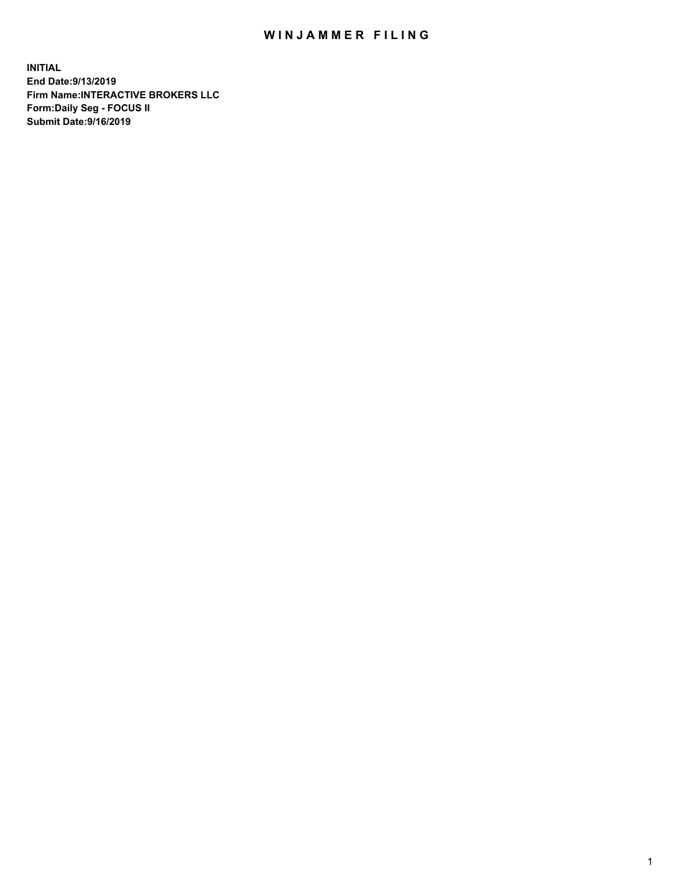# WINJAMMER FILING

**INITIAL**
**End Date:9/13/2019**
**Firm Name:INTERACTIVE BROKERS LLC**
**Form:Daily Seg - FOCUS II**
**Submit Date:9/16/2019**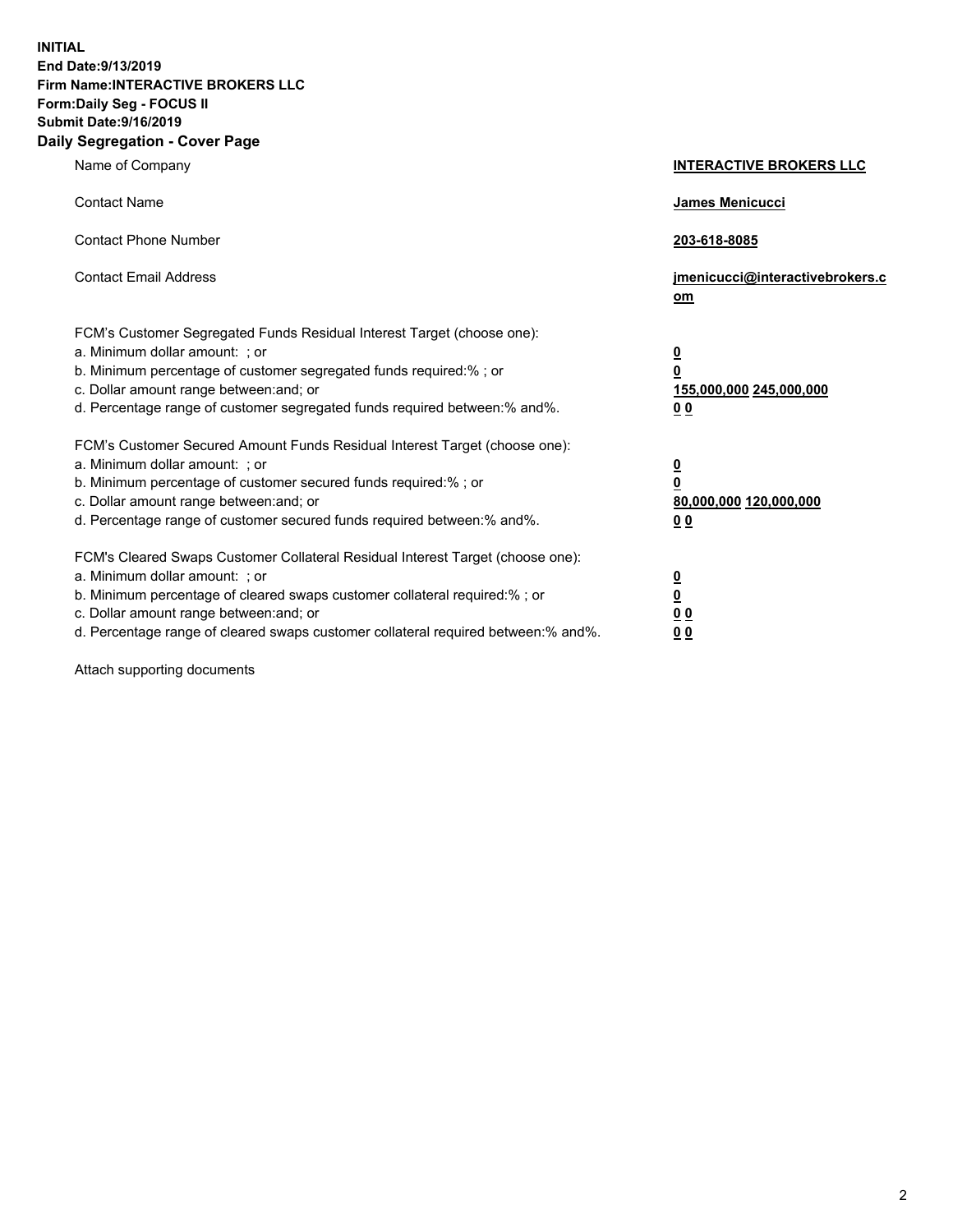**INITIAL**
**End Date:9/13/2019**
**Firm Name:INTERACTIVE BROKERS LLC**
**Form:Daily Seg - FOCUS II**
**Submit Date:9/16/2019**

## Daily Segregation - Cover Page

| | |
|---|---|
| Name of Company | **INTERACTIVE BROKERS LLC** |
| Contact Name | **James Menicucci** |
| Contact Phone Number | **203-618-8085** |
| Contact Email Address | **jmenicucci@interactivebrokers.com** |

FCM's Customer Segregated Funds Residual Interest Target (choose one):

| | |
|---|---|
| a. Minimum dollar amount: ; or | **0** |
| b. Minimum percentage of customer segregated funds required:% ; or | **0** |
| c. Dollar amount range between:and; or | **155,000,000 245,000,000** |
| d. Percentage range of customer segregated funds required between:% and%. | **0 0** |

FCM's Customer Secured Amount Funds Residual Interest Target (choose one):

| | |
|---|---|
| a. Minimum dollar amount: ; or | **0** |
| b. Minimum percentage of customer secured funds required:% ; or | **0** |
| c. Dollar amount range between:and; or | **80,000,000 120,000,000** |
| d. Percentage range of customer secured funds required between:% and%. | **0 0** |

FCM's Cleared Swaps Customer Collateral Residual Interest Target (choose one):

| | |
|---|---|
| a. Minimum dollar amount: ; or | **0** |
| b. Minimum percentage of cleared swaps customer collateral required:% ; or | **0** |
| c. Dollar amount range between:and; or | **0 0** |
| d. Percentage range of cleared swaps customer collateral required between:% and%. | **0 0** |

Attach supporting documents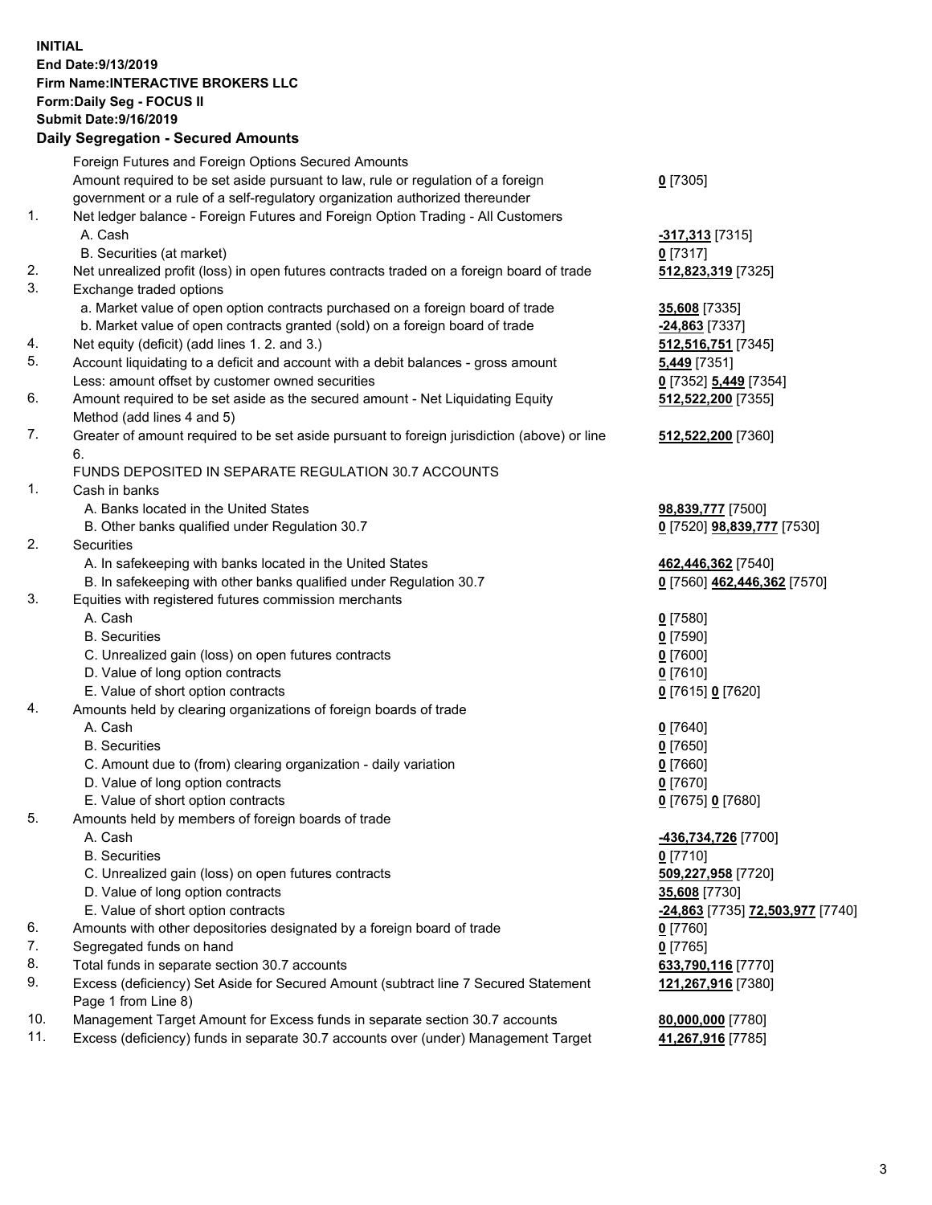**INITIAL**
**End Date:9/13/2019**
**Firm Name:INTERACTIVE BROKERS LLC**
**Form:Daily Seg - FOCUS II**
**Submit Date:9/16/2019**

**Daily Segregation - Secured Amounts**

| | | |
|---|---|---|
| | Foreign Futures and Foreign Options Secured Amounts | |
| | Amount required to be set aside pursuant to law, rule or regulation of a foreign government or a rule of a self-regulatory organization authorized thereunder | **0** [7305] |
| 1. | Net ledger balance - Foreign Futures and Foreign Option Trading - All Customers | |
| | A. Cash | **-317,313** [7315] |
| | B. Securities (at market) | **0** [7317] |
| 2. | Net unrealized profit (loss) in open futures contracts traded on a foreign board of trade | **512,823,319** [7325] |
| 3. | Exchange traded options | |
| | a. Market value of open option contracts purchased on a foreign board of trade | **35,608** [7335] |
| | b. Market value of open contracts granted (sold) on a foreign board of trade | **-24,863** [7337] |
| 4. | Net equity (deficit) (add lines 1. 2. and 3.) | **512,516,751** [7345] |
| 5. | Account liquidating to a deficit and account with a debit balances - gross amount | **5,449** [7351] |
| | Less: amount offset by customer owned securities | **0** [7352] **5,449** [7354] |
| 6. | Amount required to be set aside as the secured amount - Net Liquidating Equity Method (add lines 4 and 5) | **512,522,200** [7355] |
| 7. | Greater of amount required to be set aside pursuant to foreign jurisdiction (above) or line 6. | **512,522,200** [7360] |
| | FUNDS DEPOSITED IN SEPARATE REGULATION 30.7 ACCOUNTS | |
| 1. | Cash in banks | |
| | A. Banks located in the United States | **98,839,777** [7500] |
| | B. Other banks qualified under Regulation 30.7 | **0** [7520] **98,839,777** [7530] |
| 2. | Securities | |
| | A. In safekeeping with banks located in the United States | **462,446,362** [7540] |
| | B. In safekeeping with other banks qualified under Regulation 30.7 | **0** [7560] **462,446,362** [7570] |
| 3. | Equities with registered futures commission merchants | |
| | A. Cash | **0** [7580] |
| | B. Securities | **0** [7590] |
| | C. Unrealized gain (loss) on open futures contracts | **0** [7600] |
| | D. Value of long option contracts | **0** [7610] |
| | E. Value of short option contracts | **0** [7615] **0** [7620] |
| 4. | Amounts held by clearing organizations of foreign boards of trade | |
| | A. Cash | **0** [7640] |
| | B. Securities | **0** [7650] |
| | C. Amount due to (from) clearing organization - daily variation | **0** [7660] |
| | D. Value of long option contracts | **0** [7670] |
| | E. Value of short option contracts | **0** [7675] **0** [7680] |
| 5. | Amounts held by members of foreign boards of trade | |
| | A. Cash | **-436,734,726** [7700] |
| | B. Securities | **0** [7710] |
| | C. Unrealized gain (loss) on open futures contracts | **509,227,958** [7720] |
| | D. Value of long option contracts | **35,608** [7730] |
| | E. Value of short option contracts | **-24,863** [7735] **72,503,977** [7740] |
| 6. | Amounts with other depositories designated by a foreign board of trade | **0** [7760] |
| 7. | Segregated funds on hand | **0** [7765] |
| 8. | Total funds in separate section 30.7 accounts | **633,790,116** [7770] |
| 9. | Excess (deficiency) Set Aside for Secured Amount (subtract line 7 Secured Statement Page 1 from Line 8) | **121,267,916** [7380] |
| 10. | Management Target Amount for Excess funds in separate section 30.7 accounts | **80,000,000** [7780] |
| 11. | Excess (deficiency) funds in separate 30.7 accounts over (under) Management Target | **41,267,916** [7785] |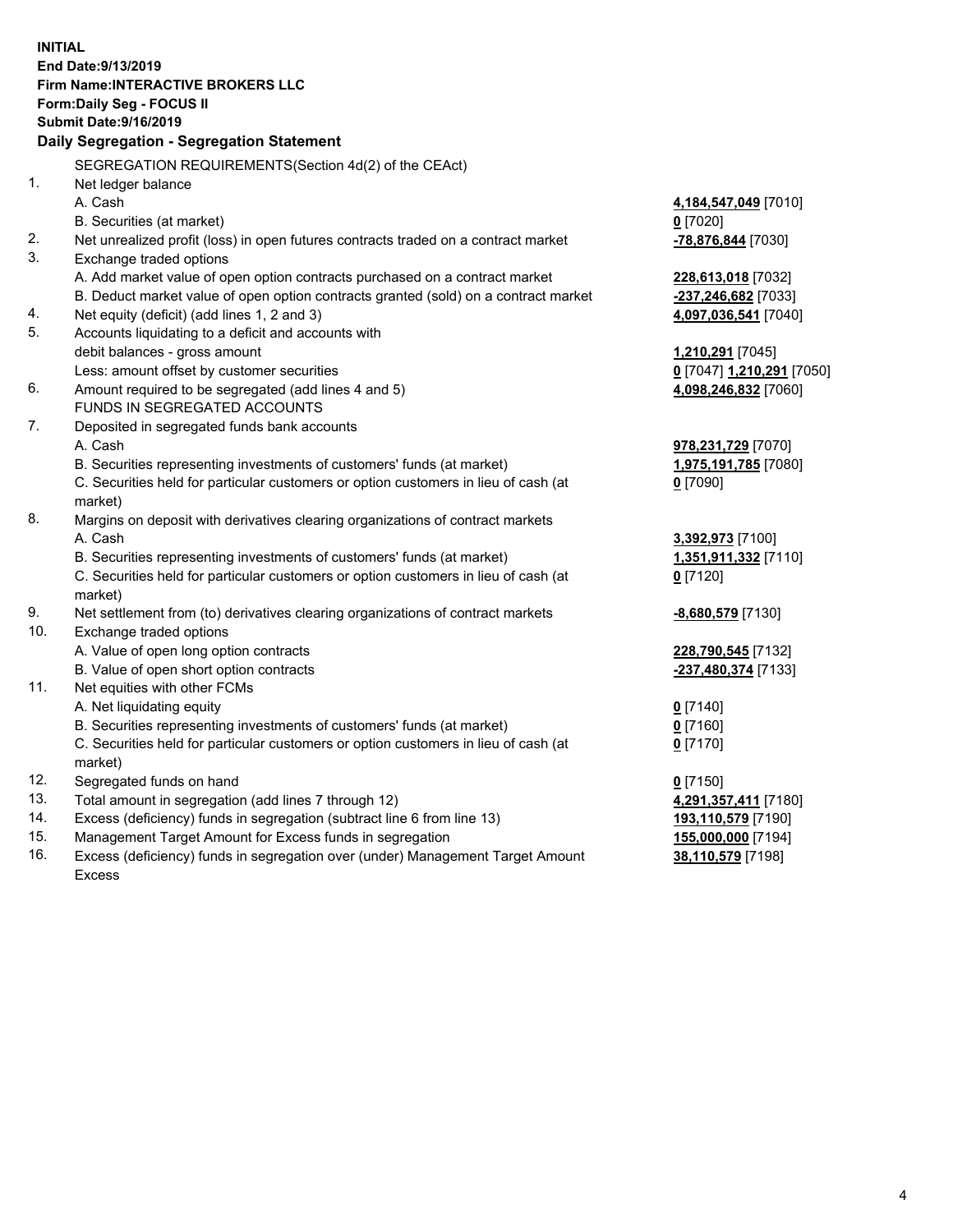**INITIAL**
**End Date:9/13/2019**
**Firm Name:INTERACTIVE BROKERS LLC**
**Form:Daily Seg - FOCUS II**
**Submit Date:9/16/2019**

**Daily Segregation - Segregation Statement**

| | | |
|---|---|---|
| | SEGREGATION REQUIREMENTS(Section 4d(2) of the CEAct) | |
| 1. | Net ledger balance | |
| | A. Cash | **4,184,547,049** [7010] |
| | B. Securities (at market) | **0** [7020] |
| 2. | Net unrealized profit (loss) in open futures contracts traded on a contract market | **-78,876,844** [7030] |
| 3. | Exchange traded options | |
| | A. Add market value of open option contracts purchased on a contract market | **228,613,018** [7032] |
| | B. Deduct market value of open option contracts granted (sold) on a contract market | **-237,246,682** [7033] |
| 4. | Net equity (deficit) (add lines 1, 2 and 3) | **4,097,036,541** [7040] |
| 5. | Accounts liquidating to a deficit and accounts with | |
| | debit balances - gross amount | **1,210,291** [7045] |
| | Less: amount offset by customer securities | **0** [7047] **1,210,291** [7050] |
| 6. | Amount required to be segregated (add lines 4 and 5) | **4,098,246,832** [7060] |
| | FUNDS IN SEGREGATED ACCOUNTS | |
| 7. | Deposited in segregated funds bank accounts | |
| | A. Cash | **978,231,729** [7070] |
| | B. Securities representing investments of customers' funds (at market) | **1,975,191,785** [7080] |
| | C. Securities held for particular customers or option customers in lieu of cash (at market) | **0** [7090] |
| 8. | Margins on deposit with derivatives clearing organizations of contract markets | |
| | A. Cash | **3,392,973** [7100] |
| | B. Securities representing investments of customers' funds (at market) | **1,351,911,332** [7110] |
| | C. Securities held for particular customers or option customers in lieu of cash (at market) | **0** [7120] |
| 9. | Net settlement from (to) derivatives clearing organizations of contract markets | **-8,680,579** [7130] |
| 10. | Exchange traded options | |
| | A. Value of open long option contracts | **228,790,545** [7132] |
| | B. Value of open short option contracts | **-237,480,374** [7133] |
| 11. | Net equities with other FCMs | |
| | A. Net liquidating equity | **0** [7140] |
| | B. Securities representing investments of customers' funds (at market) | **0** [7160] |
| | C. Securities held for particular customers or option customers in lieu of cash (at market) | **0** [7170] |
| 12. | Segregated funds on hand | **0** [7150] |
| 13. | Total amount in segregation (add lines 7 through 12) | **4,291,357,411** [7180] |
| 14. | Excess (deficiency) funds in segregation (subtract line 6 from line 13) | **193,110,579** [7190] |
| 15. | Management Target Amount for Excess funds in segregation | **155,000,000** [7194] |
| 16. | Excess (deficiency) funds in segregation over (under) Management Target Amount Excess | **38,110,579** [7198] |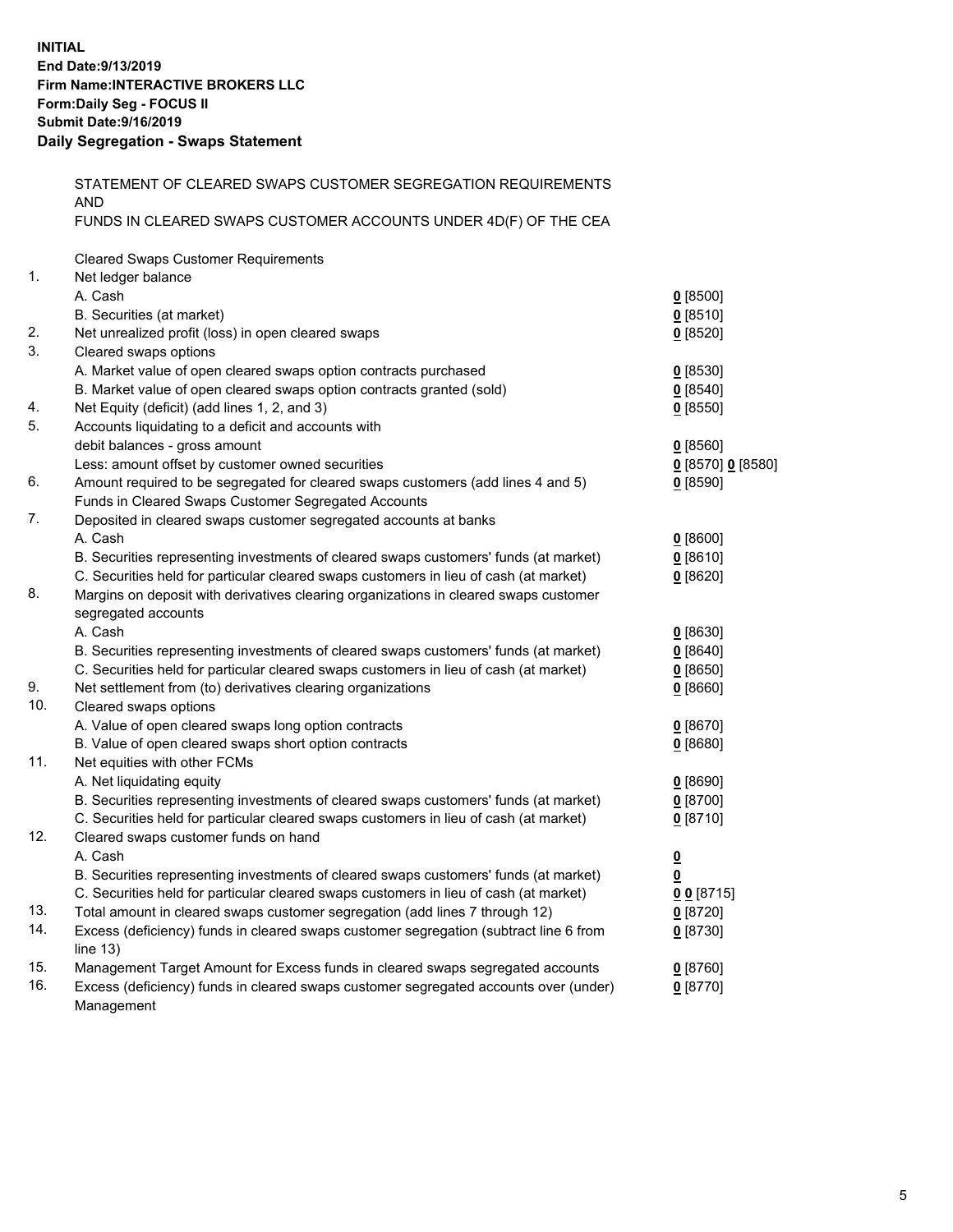**INITIAL**
**End Date:9/13/2019**
**Firm Name:INTERACTIVE BROKERS LLC**
**Form:Daily Seg - FOCUS II**
**Submit Date:9/16/2019**
**Daily Segregation - Swaps Statement**

STATEMENT OF CLEARED SWAPS CUSTOMER SEGREGATION REQUIREMENTS AND FUNDS IN CLEARED SWAPS CUSTOMER ACCOUNTS UNDER 4D(F) OF THE CEA

| | | |
|---|---|---|
| | Cleared Swaps Customer Requirements | |
| 1. | Net ledger balance | |
| | A. Cash | 0 [8500] |
| | B. Securities (at market) | 0 [8510] |
| 2. | Net unrealized profit (loss) in open cleared swaps | 0 [8520] |
| 3. | Cleared swaps options | |
| | A. Market value of open cleared swaps option contracts purchased | 0 [8530] |
| | B. Market value of open cleared swaps option contracts granted (sold) | 0 [8540] |
| 4. | Net Equity (deficit) (add lines 1, 2, and 3) | 0 [8550] |
| 5. | Accounts liquidating to a deficit and accounts with debit balances - gross amount | 0 [8560] |
| | Less: amount offset by customer owned securities | 0 [8570] 0 [8580] |
| 6. | Amount required to be segregated for cleared swaps customers (add lines 4 and 5) | 0 [8590] |
| | Funds in Cleared Swaps Customer Segregated Accounts | |
| 7. | Deposited in cleared swaps customer segregated accounts at banks | |
| | A. Cash | 0 [8600] |
| | B. Securities representing investments of cleared swaps customers' funds (at market) | 0 [8610] |
| | C. Securities held for particular cleared swaps customers in lieu of cash (at market) | 0 [8620] |
| 8. | Margins on deposit with derivatives clearing organizations in cleared swaps customer segregated accounts | |
| | A. Cash | 0 [8630] |
| | B. Securities representing investments of cleared swaps customers' funds (at market) | 0 [8640] |
| | C. Securities held for particular cleared swaps customers in lieu of cash (at market) | 0 [8650] |
| 9. | Net settlement from (to) derivatives clearing organizations | 0 [8660] |
| 10. | Cleared swaps options | |
| | A. Value of open cleared swaps long option contracts | 0 [8670] |
| | B. Value of open cleared swaps short option contracts | 0 [8680] |
| 11. | Net equities with other FCMs | |
| | A. Net liquidating equity | 0 [8690] |
| | B. Securities representing investments of cleared swaps customers' funds (at market) | 0 [8700] |
| | C. Securities held for particular cleared swaps customers in lieu of cash (at market) | 0 [8710] |
| 12. | Cleared swaps customer funds on hand | |
| | A. Cash | 0 |
| | B. Securities representing investments of cleared swaps customers' funds (at market) | 0 |
| | C. Securities held for particular cleared swaps customers in lieu of cash (at market) | 0 0 [8715] |
| 13. | Total amount in cleared swaps customer segregation (add lines 7 through 12) | 0 [8720] |
| 14. | Excess (deficiency) funds in cleared swaps customer segregation (subtract line 6 from line 13) | 0 [8730] |
| 15. | Management Target Amount for Excess funds in cleared swaps segregated accounts | 0 [8760] |
| 16. | Excess (deficiency) funds in cleared swaps customer segregated accounts over (under) Management | 0 [8770] |